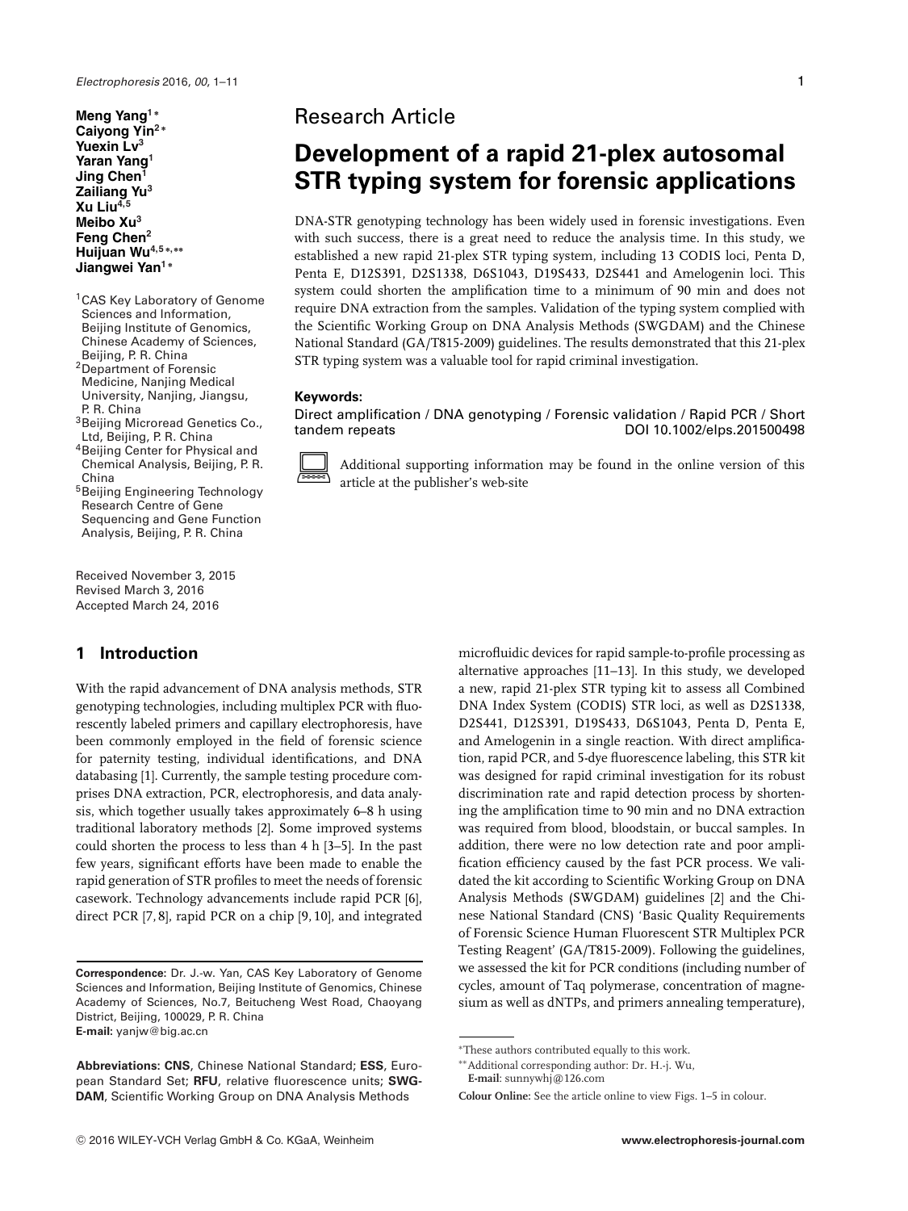Research Article

# Development of a rapid 21-plex autosomal STR typing system for forensic applications

**Meng Yang**[1*]
**Caiyong Yin**[2*]
**Yuexin Lv**[3]
**Yaran Yang**[1]
**Jing Chen**[1]
**Zailiang Yu**[3]
**Xu Liu**[4,5]
**Meibo Xu**[3]
**Feng Chen**[2]
**Huijuan Wu**[4,5*,**]
**Jiangwei Yan**[1*]

[1]CAS Key Laboratory of Genome Sciences and Information, Beijing Institute of Genomics, Chinese Academy of Sciences, Beijing, P. R. China
[2]Department of Forensic Medicine, Nanjing Medical University, Nanjing, Jiangsu, P. R. China
[3]Beijing Microread Genetics Co., Ltd, Beijing, P. R. China
[4]Beijing Center for Physical and Chemical Analysis, Beijing, P. R. China
[5]Beijing Engineering Technology Research Centre of Gene Sequencing and Gene Function Analysis, Beijing, P. R. China

Received November 3, 2015
Revised March 3, 2016
Accepted March 24, 2016

DNA-STR genotyping technology has been widely used in forensic investigations. Even with such success, there is a great need to reduce the analysis time. In this study, we established a new rapid 21-plex STR typing system, including 13 CODIS loci, Penta D, Penta E, D12S391, D2S1338, D6S1043, D19S433, D2S441 and Amelogenin loci. This system could shorten the amplification time to a minimum of 90 min and does not require DNA extraction from the samples. Validation of the typing system complied with the Scientific Working Group on DNA Analysis Methods (SWGDAM) and the Chinese National Standard (GA/T815-2009) guidelines. The results demonstrated that this 21-plex STR typing system was a valuable tool for rapid criminal investigation.

**Keywords:**
Direct amplification / DNA genotyping / Forensic validation / Rapid PCR / Short tandem repeats

DOI 10.1002/elps.201500498

Additional supporting information may be found in the online version of this article at the publisher's web-site

## 1 Introduction

With the rapid advancement of DNA analysis methods, STR genotyping technologies, including multiplex PCR with fluorescently labeled primers and capillary electrophoresis, have been commonly employed in the field of forensic science for paternity testing, individual identifications, and DNA databasing [1]. Currently, the sample testing procedure comprises DNA extraction, PCR, electrophoresis, and data analysis, which together usually takes approximately 6–8 h using traditional laboratory methods [2]. Some improved systems could shorten the process to less than 4 h [3–5]. In the past few years, significant efforts have been made to enable the rapid generation of STR profiles to meet the needs of forensic casework. Technology advancements include rapid PCR [6], direct PCR [7, 8], rapid PCR on a chip [9, 10], and integrated microfluidic devices for rapid sample-to-profile processing as alternative approaches [11–13]. In this study, we developed a new, rapid 21-plex STR typing kit to assess all Combined DNA Index System (CODIS) STR loci, as well as D2S1338, D2S441, D12S391, D19S433, D6S1043, Penta D, Penta E, and Amelogenin in a single reaction. With direct amplification, rapid PCR, and 5-dye fluorescence labeling, this STR kit was designed for rapid criminal investigation for its robust discrimination rate and rapid detection process by shortening the amplification time to 90 min and no DNA extraction was required from blood, bloodstain, or buccal samples. In addition, there were no low detection rate and poor amplification efficiency caused by the fast PCR process. We validated the kit according to Scientific Working Group on DNA Analysis Methods (SWGDAM) guidelines [2] and the Chinese National Standard (CNS) 'Basic Quality Requirements of Forensic Science Human Fluorescent STR Multiplex PCR Testing Reagent' (GA/T815-2009). Following the guidelines, we assessed the kit for PCR conditions (including number of cycles, amount of Taq polymerase, concentration of magnesium as well as dNTPs, and primers annealing temperature),

**Correspondence:** Dr. J.-w. Yan, CAS Key Laboratory of Genome Sciences and Information, Beijing Institute of Genomics, Chinese Academy of Sciences, No.7, Beitucheng West Road, Chaoyang District, Beijing, 100029, P. R. China
**E-mail:** yanjw@big.ac.cn

**Abbreviations: CNS**, Chinese National Standard; **ESS**, European Standard Set; **RFU**, relative fluorescence units; **SWGDAM**, Scientific Working Group on DNA Analysis Methods

*These authors contributed equally to this work.
**Additional corresponding author: Dr. H.-j. Wu,
**E-mail**: sunnywhj@126.com

**Colour Online:** See the article online to view Figs. 1–5 in colour.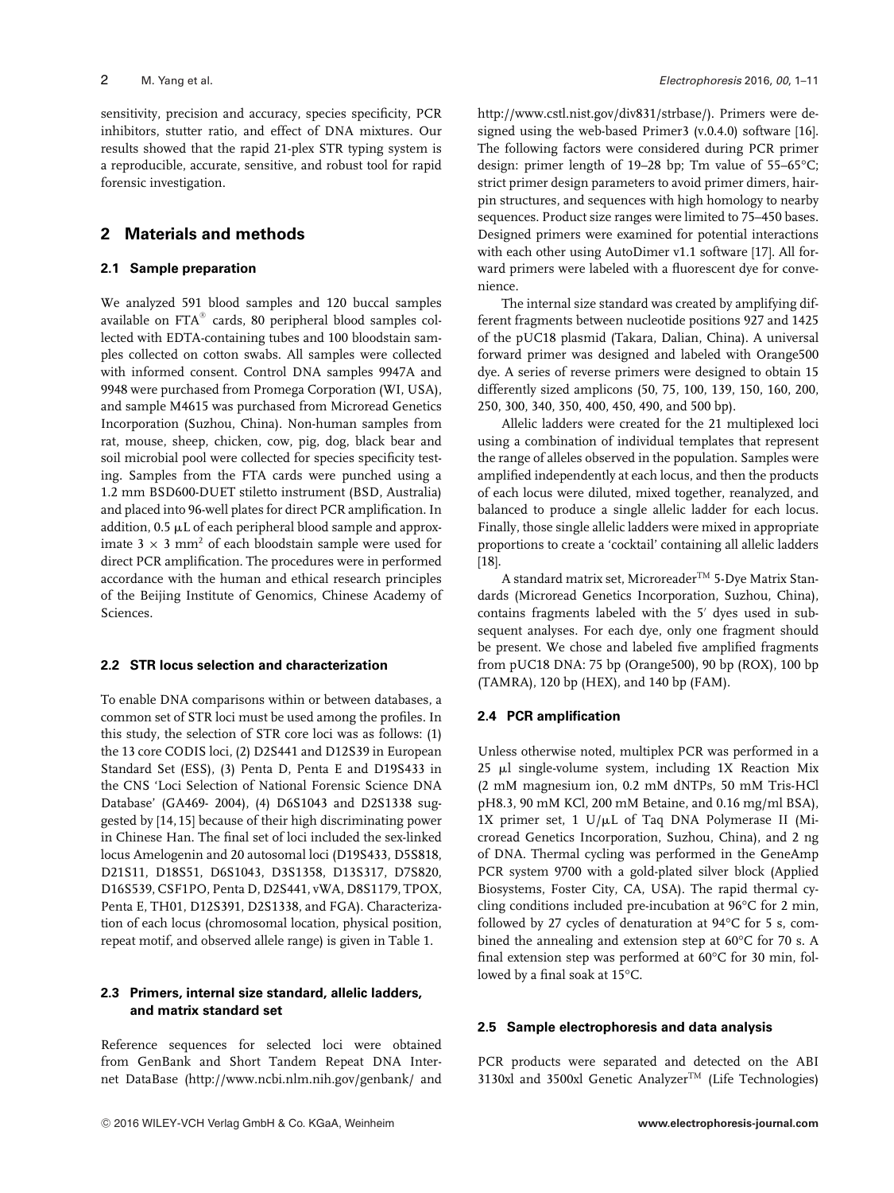sensitivity, precision and accuracy, species specificity, PCR inhibitors, stutter ratio, and effect of DNA mixtures. Our results showed that the rapid 21-plex STR typing system is a reproducible, accurate, sensitive, and robust tool for rapid forensic investigation.

## 2 Materials and methods

### 2.1 Sample preparation

We analyzed 591 blood samples and 120 buccal samples available on FTA® cards, 80 peripheral blood samples collected with EDTA-containing tubes and 100 bloodstain samples collected on cotton swabs. All samples were collected with informed consent. Control DNA samples 9947A and 9948 were purchased from Promega Corporation (WI, USA), and sample M4615 was purchased from Microread Genetics Incorporation (Suzhou, China). Non-human samples from rat, mouse, sheep, chicken, cow, pig, dog, black bear and soil microbial pool were collected for species specificity testing. Samples from the FTA cards were punched using a 1.2 mm BSD600-DUET stiletto instrument (BSD, Australia) and placed into 96-well plates for direct PCR amplification. In addition, 0.5 μL of each peripheral blood sample and approximate $3 \times 3$ mm$^2$ of each bloodstain sample were used for direct PCR amplification. The procedures were in performed accordance with the human and ethical research principles of the Beijing Institute of Genomics, Chinese Academy of Sciences.

### 2.2 STR locus selection and characterization

To enable DNA comparisons within or between databases, a common set of STR loci must be used among the profiles. In this study, the selection of STR core loci was as follows: (1) the 13 core CODIS loci, (2) D2S441 and D12S39 in European Standard Set (ESS), (3) Penta D, Penta E and D19S433 in the CNS 'Loci Selection of National Forensic Science DNA Database' (GA469- 2004), (4) D6S1043 and D2S1338 suggested by [14, 15] because of their high discriminating power in Chinese Han. The final set of loci included the sex-linked locus Amelogenin and 20 autosomal loci (D19S433, D5S818, D21S11, D18S51, D6S1043, D3S1358, D13S317, D7S820, D16S539, CSF1PO, Penta D, D2S441, vWA, D8S1179, TPOX, Penta E, TH01, D12S391, D2S1338, and FGA). Characterization of each locus (chromosomal location, physical position, repeat motif, and observed allele range) is given in Table 1.

### 2.3 Primers, internal size standard, allelic ladders, and matrix standard set

Reference sequences for selected loci were obtained from GenBank and Short Tandem Repeat DNA Internet DataBase (http://www.ncbi.nlm.nih.gov/genbank/ and http://www.cstl.nist.gov/div831/strbase/). Primers were designed using the web-based Primer3 (v.0.4.0) software [16]. The following factors were considered during PCR primer design: primer length of 19–28 bp; Tm value of 55–65°C; strict primer design parameters to avoid primer dimers, hairpin structures, and sequences with high homology to nearby sequences. Product size ranges were limited to 75–450 bases. Designed primers were examined for potential interactions with each other using AutoDimer v1.1 software [17]. All forward primers were labeled with a fluorescent dye for convenience.

The internal size standard was created by amplifying different fragments between nucleotide positions 927 and 1425 of the pUC18 plasmid (Takara, Dalian, China). A universal forward primer was designed and labeled with Orange500 dye. A series of reverse primers were designed to obtain 15 differently sized amplicons (50, 75, 100, 139, 150, 160, 200, 250, 300, 340, 350, 400, 450, 490, and 500 bp).

Allelic ladders were created for the 21 multiplexed loci using a combination of individual templates that represent the range of alleles observed in the population. Samples were amplified independently at each locus, and then the products of each locus were diluted, mixed together, reanalyzed, and balanced to produce a single allelic ladder for each locus. Finally, those single allelic ladders were mixed in appropriate proportions to create a 'cocktail' containing all allelic ladders [18].

A standard matrix set, Microreader™ 5-Dye Matrix Standards (Microread Genetics Incorporation, Suzhou, China), contains fragments labeled with the 5′ dyes used in subsequent analyses. For each dye, only one fragment should be present. We chose and labeled five amplified fragments from pUC18 DNA: 75 bp (Orange500), 90 bp (ROX), 100 bp (TAMRA), 120 bp (HEX), and 140 bp (FAM).

### 2.4 PCR amplification

Unless otherwise noted, multiplex PCR was performed in a 25 μl single-volume system, including 1X Reaction Mix (2 mM magnesium ion, 0.2 mM dNTPs, 50 mM Tris-HCl pH8.3, 90 mM KCl, 200 mM Betaine, and 0.16 mg/ml BSA), 1X primer set, 1 U/μL of Taq DNA Polymerase II (Microread Genetics Incorporation, Suzhou, China), and 2 ng of DNA. Thermal cycling was performed in the GeneAmp PCR system 9700 with a gold-plated silver block (Applied Biosystems, Foster City, CA, USA). The rapid thermal cycling conditions included pre-incubation at 96°C for 2 min, followed by 27 cycles of denaturation at 94°C for 5 s, combined the annealing and extension step at 60°C for 70 s. A final extension step was performed at 60°C for 30 min, followed by a final soak at 15°C.

### 2.5 Sample electrophoresis and data analysis

PCR products were separated and detected on the ABI 3130xl and 3500xl Genetic Analyzer™ (Life Technologies)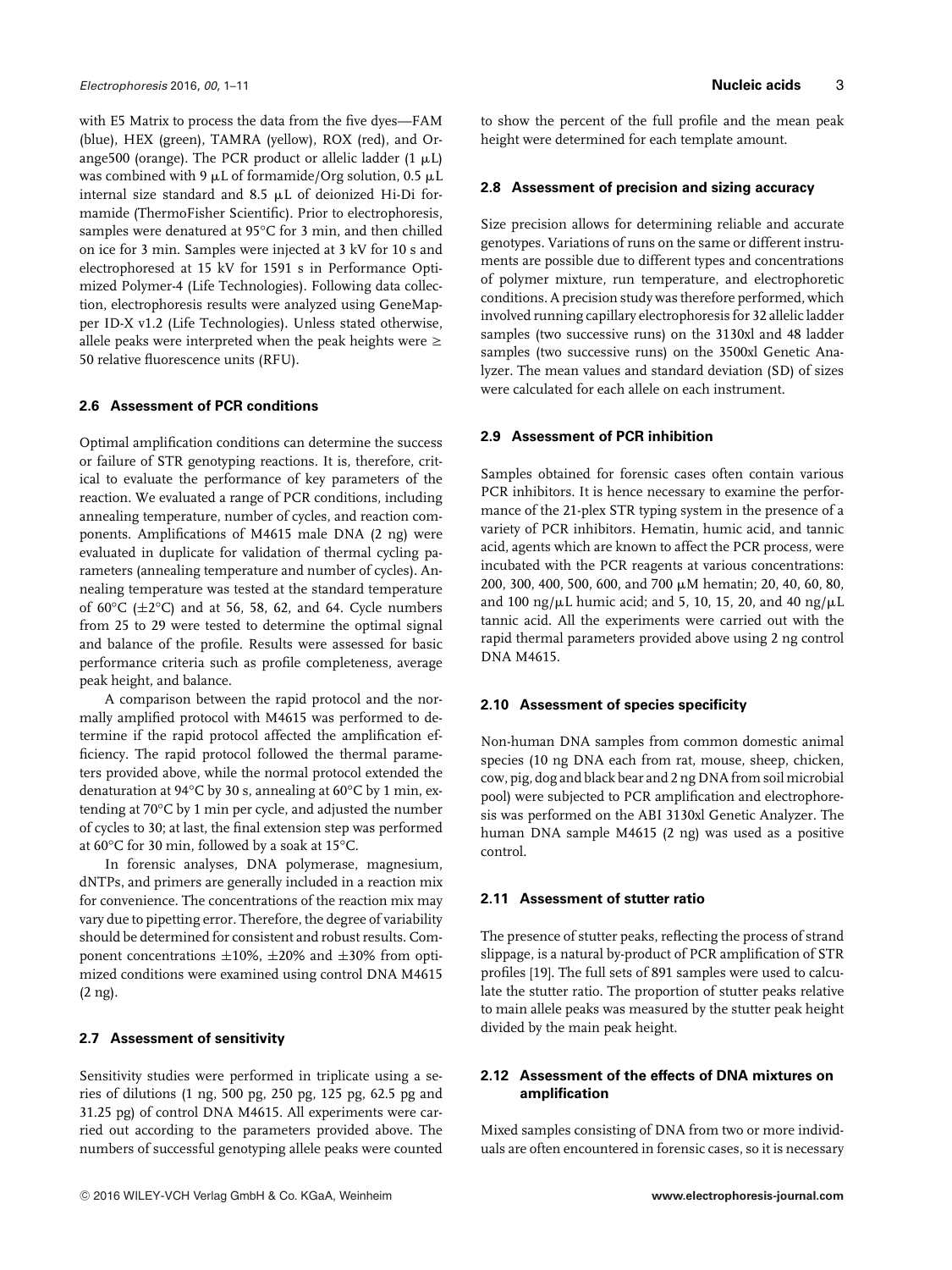with E5 Matrix to process the data from the five dyes—FAM (blue), HEX (green), TAMRA (yellow), ROX (red), and Orange500 (orange). The PCR product or allelic ladder (1 μL) was combined with 9 μL of formamide/Org solution, 0.5 μL internal size standard and 8.5 μL of deionized Hi-Di formamide (ThermoFisher Scientific). Prior to electrophoresis, samples were denatured at 95°C for 3 min, and then chilled on ice for 3 min. Samples were injected at 3 kV for 10 s and electrophoresed at 15 kV for 1591 s in Performance Optimized Polymer-4 (Life Technologies). Following data collection, electrophoresis results were analyzed using GeneMapper ID-X v1.2 (Life Technologies). Unless stated otherwise, allele peaks were interpreted when the peak heights were ≥ 50 relative fluorescence units (RFU).

### 2.6 Assessment of PCR conditions

Optimal amplification conditions can determine the success or failure of STR genotyping reactions. It is, therefore, critical to evaluate the performance of key parameters of the reaction. We evaluated a range of PCR conditions, including annealing temperature, number of cycles, and reaction components. Amplifications of M4615 male DNA (2 ng) were evaluated in duplicate for validation of thermal cycling parameters (annealing temperature and number of cycles). Annealing temperature was tested at the standard temperature of 60°C (±2°C) and at 56, 58, 62, and 64. Cycle numbers from 25 to 29 were tested to determine the optimal signal and balance of the profile. Results were assessed for basic performance criteria such as profile completeness, average peak height, and balance.

A comparison between the rapid protocol and the normally amplified protocol with M4615 was performed to determine if the rapid protocol affected the amplification efficiency. The rapid protocol followed the thermal parameters provided above, while the normal protocol extended the denaturation at 94°C by 30 s, annealing at 60°C by 1 min, extending at 70°C by 1 min per cycle, and adjusted the number of cycles to 30; at last, the final extension step was performed at 60°C for 30 min, followed by a soak at 15°C.

In forensic analyses, DNA polymerase, magnesium, dNTPs, and primers are generally included in a reaction mix for convenience. The concentrations of the reaction mix may vary due to pipetting error. Therefore, the degree of variability should be determined for consistent and robust results. Component concentrations ±10%, ±20% and ±30% from optimized conditions were examined using control DNA M4615 (2 ng).

### 2.7 Assessment of sensitivity

Sensitivity studies were performed in triplicate using a series of dilutions (1 ng, 500 pg, 250 pg, 125 pg, 62.5 pg and 31.25 pg) of control DNA M4615. All experiments were carried out according to the parameters provided above. The numbers of successful genotyping allele peaks were counted to show the percent of the full profile and the mean peak height were determined for each template amount.

### 2.8 Assessment of precision and sizing accuracy

Size precision allows for determining reliable and accurate genotypes. Variations of runs on the same or different instruments are possible due to different types and concentrations of polymer mixture, run temperature, and electrophoretic conditions. A precision study was therefore performed, which involved running capillary electrophoresis for 32 allelic ladder samples (two successive runs) on the 3130xl and 48 ladder samples (two successive runs) on the 3500xl Genetic Analyzer. The mean values and standard deviation (SD) of sizes were calculated for each allele on each instrument.

### 2.9 Assessment of PCR inhibition

Samples obtained for forensic cases often contain various PCR inhibitors. It is hence necessary to examine the performance of the 21-plex STR typing system in the presence of a variety of PCR inhibitors. Hematin, humic acid, and tannic acid, agents which are known to affect the PCR process, were incubated with the PCR reagents at various concentrations: 200, 300, 400, 500, 600, and 700 μM hematin; 20, 40, 60, 80, and 100 ng/μL humic acid; and 5, 10, 15, 20, and 40 ng/μL tannic acid. All the experiments were carried out with the rapid thermal parameters provided above using 2 ng control DNA M4615.

### 2.10 Assessment of species specificity

Non-human DNA samples from common domestic animal species (10 ng DNA each from rat, mouse, sheep, chicken, cow, pig, dog and black bear and 2 ng DNA from soil microbial pool) were subjected to PCR amplification and electrophoresis was performed on the ABI 3130xl Genetic Analyzer. The human DNA sample M4615 (2 ng) was used as a positive control.

### 2.11 Assessment of stutter ratio

The presence of stutter peaks, reflecting the process of strand slippage, is a natural by-product of PCR amplification of STR profiles [19]. The full sets of 891 samples were used to calculate the stutter ratio. The proportion of stutter peaks relative to main allele peaks was measured by the stutter peak height divided by the main peak height.

### 2.12 Assessment of the effects of DNA mixtures on amplification

Mixed samples consisting of DNA from two or more individuals are often encountered in forensic cases, so it is necessary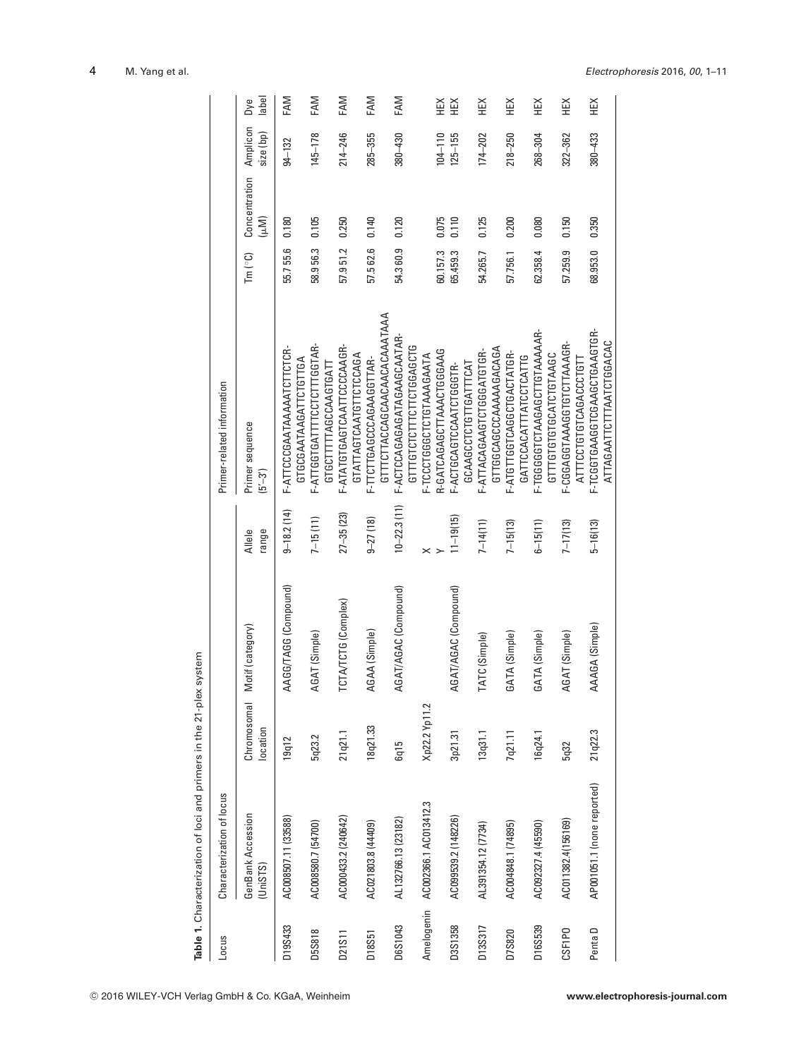**Table 1.** Characterization of loci and primers in the 21-plex system

| Locus | Characterization of locus | | | | Primer-related information | | | | |
|---|---|---|---|---|---|---|---|---|---|
| | GenBank Accession (UniSTS) | Chromosomal location | Motif (category) | Allele range | Primer sequence (5′–3′) | Tm (°C) | Concentration (μM) | Amplicon size (bp) | Dye label |
| D19S433 | AC008507.11 (33588) | 19q12 | AAGG/TAGG (Compound) | 9–18.2 (14) | F-ATTCCCGAATAAAAATCTTCTCR-GTGCGAATAAGATTCTGTTGA | 55.7 55.6 | 0.180 | 94–132 | FAM |
| D5S818 | AC008580.7 (54700) | 5q23.2 | AGAT (Simple) | 7–15 (11) | F-ATTGGTGATTTTCCTCTTTGGTAR-GTGCTTTTTAGCCAAGTGATT | 58.9 56.3 | 0.105 | 145–178 | FAM |
| D21S11 | AC000433.2 (240642) | 21q21.1 | TCTA/TCTG (Complex) | 27–35 (23) | F-ATATGTGAGTCAATTCCCCAAGR-GTATTAGTCAATGTTCTCCAGA | 57.9 51.2 | 0.250 | 214–246 | FAM |
| D18S51 | AC021803.8 (44409) | 18q21.33 | AGAA (Simple) | 9–27 (18) | F-TTCTTGAGCCCAGAAGGTTAR-GTTTCTTACCAGCAACAACACAAATAAA | 57.5 62.6 | 0.140 | 285–355 | FAM |
| D6S1043 | AL132766.13 (23182) | 6q15 | AGAT/AGAC (Compound) | 10–22.3 (11) | F-ACTCCAGAGATAGAAGCAATAR-GTTTGTCTCTTTCTTCTGGAGCTG | 54.3 60.9 | 0.120 | 380–430 | FAM |
| Amelogenin | AC002366.1 AC013412.3 | Xp22.2 Yp11.2 | | X Y | F-TCCCTGGGCTCTGTAAAGAATA R-GATCAGAGCTTAAACTGGGAAG | 60.1 57.3 | 0.075 | 104–110 | HEX |
| D3S1358 | AC099539.2 (148226) | 3p21.31 | AGAT/AGAC (Compound) | 11–19(15) | F-ACTGCAGTCCAATCTGGGTR-GCAAGCCTCTGTTGATTTCAT | 65.4 59.3 | 0.110 | 125–155 | HEX |
| D13S317 | AL391354.12 (7734) | 13q31.1 | TATC (Simple) | 7–14(11) | F-ATTACAGAAGTCTGGGATGTGR-GTTGGCAGCCCAAAAAGACAGA | 54.2 65.7 | 0.125 | 174–202 | HEX |
| D7S820 | AC004848.1 (74895) | 7q21.11 | GATA (Simple) | 7–15(13) | F-ATGTTGGTCAGGCTGACTATGR-GATTCCACATTTATCCTCATTG | 57.7 56.1 | 0.200 | 218–250 | HEX |
| D16S539 | AC092327.4 (45590) | 16q24.1 | GATA (Simple) | 6–15(11) | F-TGGGGGTCTAAGAGCTTGTAAAAAR-GTTTGTGTGTGCATCTGTAAGC | 62.3 58.4 | 0.080 | 268–304 | HEX |
| CSF1PO | AC011382.4(156169) | 5q32 | AGAT (Simple) | 7–17(13) | F-CGGAGGTAAAGGTGTCTTAAAGR-ATTTCCTGTGTCAGACCCTGTT | 57.2 59.9 | 0.150 | 322–362 | HEX |
| Penta D | AP001051.1 (none reported) | 21q22.3 | AAAGA (Simple) | 5–16(13) | F-TCGGTGAAGGTCGAAGCTGAAGTGR-ATTAGAATTCTTTAATCTGGACAC | 68.9 53.0 | 0.350 | 380–433 | HEX |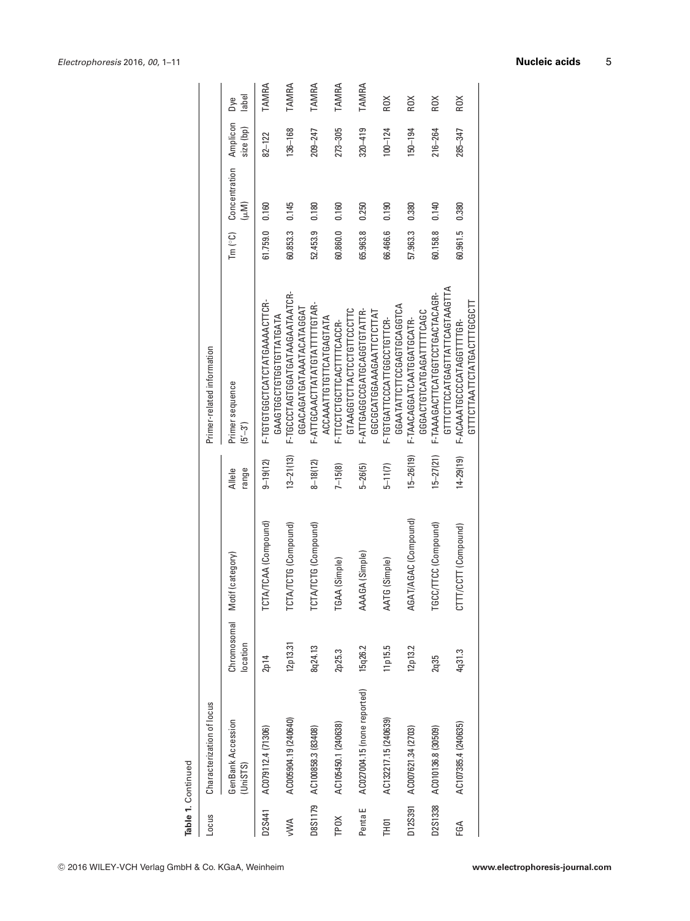**Table 1.** Continued

| Locus | Characterization of locus | | | | Primer-related information | | | | |
|---|---|---|---|---|---|---|---|---|---|
| | GenBank Accession (UniSTS) | Chromosomal location | Motif (category) | Allele range | Primer sequence (5′–3′) | Tm (°C) | Concentration (μM) | Amplicon size (bp) | Dye label |
| D2S441 | AC079112.4 (71306) | 2p14 | TCTA/TCAA (Compound) | 9–19(12) | F-TGTGTGGCTCATCTATGAAAACTTCR-GAAGTGGCTGTGGTGTTATGATA | 61.759.0 | 0.160 | 82–122 | TAMRA |
| vWA | AC005904.19 (240640) | 12p13.31 | TCTA/TCTG (Compound) | 13–21(13) | F-TGCCCTAGTGGATGATAAGAATAATCR-GGACAGATGATAAATACATAGGAT | 60.853.3 | 0.145 | 136–168 | TAMRA |
| D8S1179 | AC100858.3 (83408) | 8q24.13 | TCTA/TCTG (Compound) | 8–18(12) | F-ATTGCAACTTATATGTATTTTTGTATR-ACCAAATTGTGTTCATGAGTATA | 52.453.9 | 0.180 | 209–247 | TAMRA |
| TPOX | AC105450.1 (240638) | 2p25.3 | TGAA (Simple) | 7–15(8) | F-TTCCTCTGCTTCACTTTTCACCR-GTAAGGTCTTACTCCTGTTCCCTTC | 60.860.0 | 0.160 | 273–305 | TAMRA |
| Penta E | AC027004.15 (none reported) | 15q26.2 | AAAGA (Simple) | 5–26(5) | F-ATTGAGGCCGATGCAGGTGTATTR-GGCGCATGGAAAGAATTCTCTTAT | 65.963.8 | 0.250 | 320–419 | TAMRA |
| TH01 | AC132217.15 (240639) | 11p15.5 | AATG (Simple) | 5–11(7) | F-TGTGATTCCCATTGGCCTGTTCR-GGAATATTCTTCCGAGTGCAGGTCA | 66.466.6 | 0.190 | 100–124 | ROX |
| D12S391 | AC007621.34 (2703) | 12p13.2 | AGAT/AGAC (Compound) | 15–26(19) | F-TAACAGGATCAATGGATGCATR-GGGACTGTCATGAGATTTTCAGC | 57.963.3 | 0.380 | 150–194 | ROX |
| D2S1338 | AC010136.8 (30509) | 2q35 | TGCC/TTCC (Compound) | 15–27(21) | F-TAAAGACTTCATGGTCCTGACTACAGR-GTTTCTTCCATGAGTTATTCAGTAAGTTA | 60.158.8 | 0.140 | 216–264 | ROX |
| FGA | AC107385.4 (240635) | 4q31.3 | CTTT/CCTT (Compound) | 14–29(19) | F-ACAAATGCCCCATAGGTTTTGR-GTTTCTTAATTCTATGACTTTGCGCTT | 60.961.5 | 0.380 | 285–347 | ROX |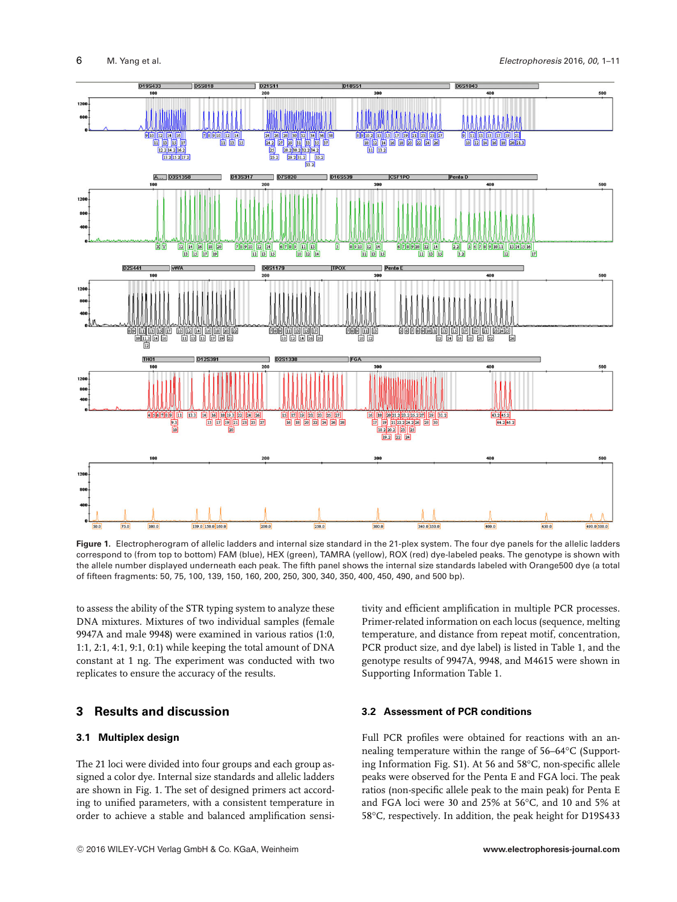**Figure 1.** Electropherogram of allelic ladders and internal size standard in the 21-plex system. The four dye panels for the allelic ladders correspond to (from top to bottom) FAM (blue), HEX (green), TAMRA (yellow), ROX (red) dye-labeled peaks. The genotype is shown with the allele number displayed underneath each peak. The fifth panel shows the internal size standards labeled with Orange500 dye (a total of fifteen fragments: 50, 75, 100, 139, 150, 160, 200, 250, 300, 340, 350, 400, 450, 490, and 500 bp).

to assess the ability of the STR typing system to analyze these DNA mixtures. Mixtures of two individual samples (female 9947A and male 9948) were examined in various ratios (1:0, 1:1, 2:1, 4:1, 9:1, 0:1) while keeping the total amount of DNA constant at 1 ng. The experiment was conducted with two replicates to ensure the accuracy of the results.

## 3 Results and discussion

### 3.1 Multiplex design

The 21 loci were divided into four groups and each group assigned a color dye. Internal size standards and allelic ladders are shown in Fig. 1. The set of designed primers act according to unified parameters, with a consistent temperature in order to achieve a stable and balanced amplification sensitivity and efficient amplification in multiple PCR processes. Primer-related information on each locus (sequence, melting temperature, and distance from repeat motif, concentration, PCR product size, and dye label) is listed in Table 1, and the genotype results of 9947A, 9948, and M4615 were shown in Supporting Information Table 1.

### 3.2 Assessment of PCR conditions

Full PCR profiles were obtained for reactions with an annealing temperature within the range of 56–64°C (Supporting Information Fig. S1). At 56 and 58°C, non-specific allele peaks were observed for the Penta E and FGA loci. The peak ratios (non-specific allele peak to the main peak) for Penta E and FGA loci were 30 and 25% at 56°C, and 10 and 5% at 58°C, respectively. In addition, the peak height for D19S433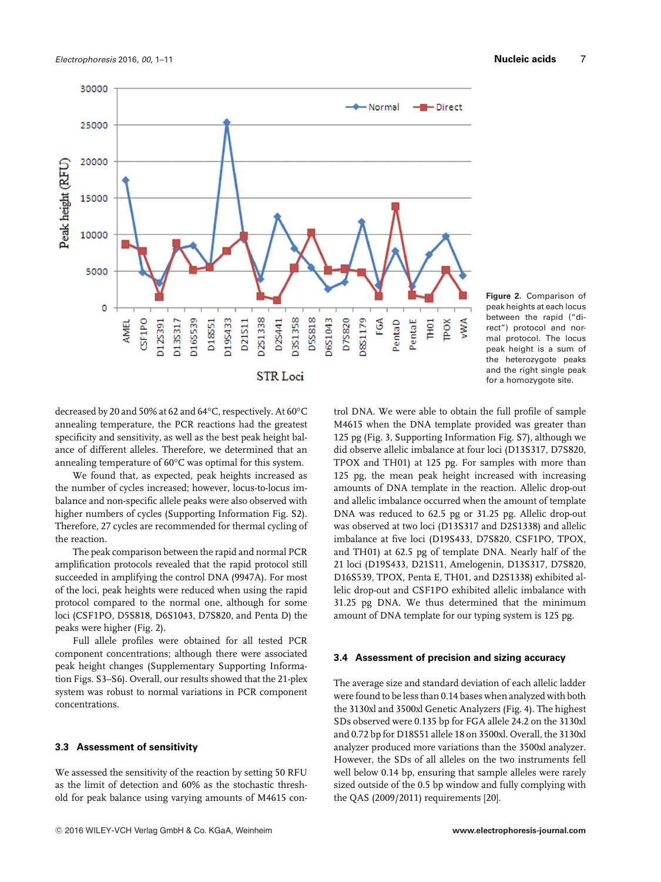Figure 2. Comparison of peak heights at each locus between the rapid ("direct") protocol and normal protocol. The locus peak height is a sum of the heterozygote peaks and the right single peak for a homozygote site.

decreased by 20 and 50% at 62 and 64°C, respectively. At 60°C annealing temperature, the PCR reactions had the greatest specificity and sensitivity, as well as the best peak height balance of different alleles. Therefore, we determined that an annealing temperature of 60°C was optimal for this system.

We found that, as expected, peak heights increased as the number of cycles increased; however, locus-to-locus imbalance and non-specific allele peaks were also observed with higher numbers of cycles (Supporting Information Fig. S2). Therefore, 27 cycles are recommended for thermal cycling of the reaction.

The peak comparison between the rapid and normal PCR amplification protocols revealed that the rapid protocol still succeeded in amplifying the control DNA (9947A). For most of the loci, peak heights were reduced when using the rapid protocol compared to the normal one, although for some loci (CSF1PO, D5S818, D6S1043, D7S820, and Penta D) the peaks were higher (Fig. 2).

Full allele profiles were obtained for all tested PCR component concentrations; although there were associated peak height changes (Supplementary Supporting Information Figs. S3–S6). Overall, our results showed that the 21-plex system was robust to normal variations in PCR component concentrations.

### 3.3 Assessment of sensitivity

We assessed the sensitivity of the reaction by setting 50 RFU as the limit of detection and 60% as the stochastic threshold for peak balance using varying amounts of M4615 control DNA. We were able to obtain the full profile of sample M4615 when the DNA template provided was greater than 125 pg (Fig. 3, Supporting Information Fig. S7), although we did observe allelic imbalance at four loci (D13S317, D7S820, TPOX and TH01) at 125 pg. For samples with more than 125 pg, the mean peak height increased with increasing amounts of DNA template in the reaction. Allelic drop-out and allelic imbalance occurred when the amount of template DNA was reduced to 62.5 pg or 31.25 pg. Allelic drop-out was observed at two loci (D13S317 and D2S1338) and allelic imbalance at five loci (D19S433, D7S820, CSF1PO, TPOX, and TH01) at 62.5 pg of template DNA. Nearly half of the 21 loci (D19S433, D21S11, Amelogenin, D13S317, D7S820, D16S539, TPOX, Penta E, TH01, and D2S1338) exhibited allelic drop-out and CSF1PO exhibited allelic imbalance with 31.25 pg DNA. We thus determined that the minimum amount of DNA template for our typing system is 125 pg.

### 3.4 Assessment of precision and sizing accuracy

The average size and standard deviation of each allelic ladder were found to be less than 0.14 bases when analyzed with both the 3130xl and 3500xl Genetic Analyzers (Fig. 4). The highest SDs observed were 0.135 bp for FGA allele 24.2 on the 3130xl and 0.72 bp for D18S51 allele 18 on 3500xl. Overall, the 3130xl analyzer produced more variations than the 3500xl analyzer. However, the SDs of all alleles on the two instruments fell well below 0.14 bp, ensuring that sample alleles were rarely sized outside of the 0.5 bp window and fully complying with the QAS (2009/2011) requirements [20].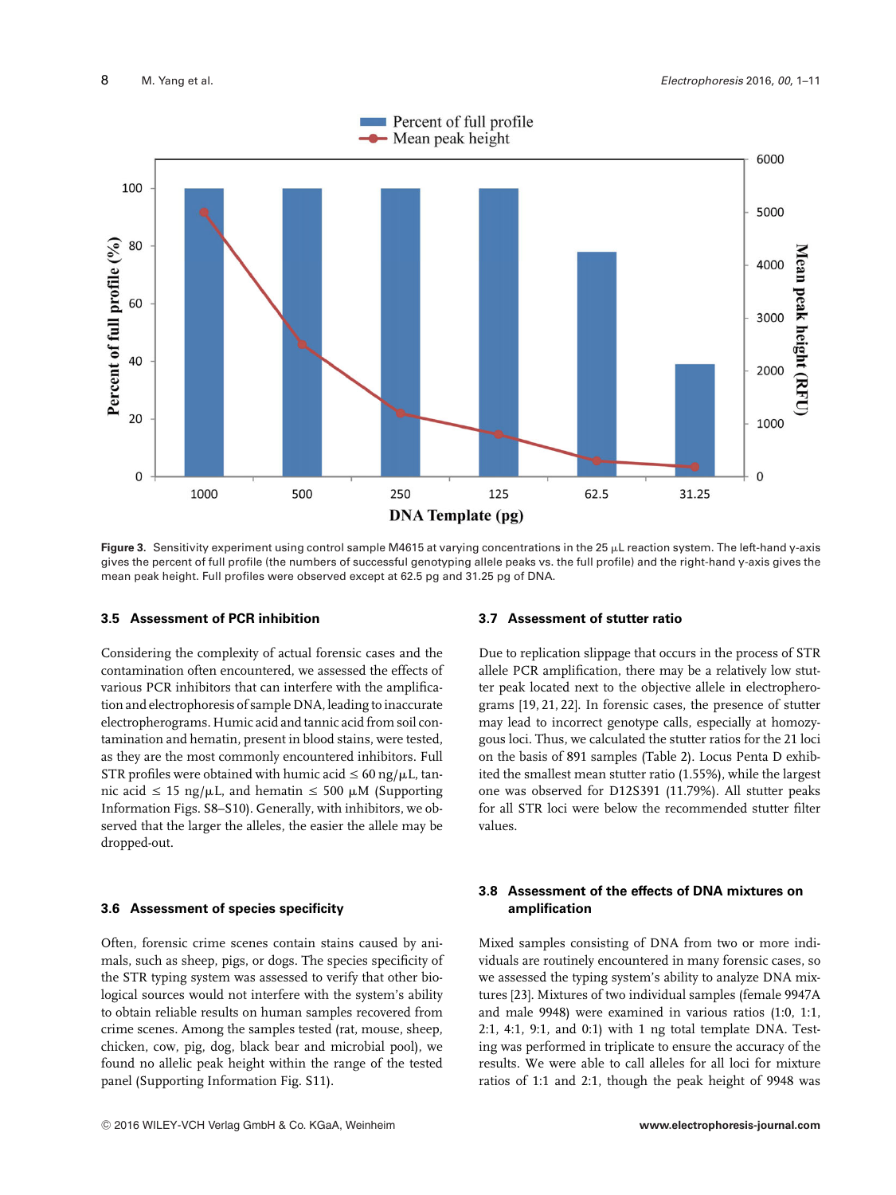Figure 3. Sensitivity experiment using control sample M4615 at varying concentrations in the 25 μL reaction system. The left-hand y-axis gives the percent of full profile (the numbers of successful genotyping allele peaks vs. the full profile) and the right-hand y-axis gives the mean peak height. Full profiles were observed except at 62.5 pg and 31.25 pg of DNA.

### 3.5 Assessment of PCR inhibition

Considering the complexity of actual forensic cases and the contamination often encountered, we assessed the effects of various PCR inhibitors that can interfere with the amplification and electrophoresis of sample DNA, leading to inaccurate electropherograms. Humic acid and tannic acid from soil contamination and hematin, present in blood stains, were tested, as they are the most commonly encountered inhibitors. Full STR profiles were obtained with humic acid ≤ 60 ng/μL, tannic acid ≤ 15 ng/μL, and hematin ≤ 500 μM (Supporting Information Figs. S8–S10). Generally, with inhibitors, we observed that the larger the alleles, the easier the allele may be dropped-out.

### 3.6 Assessment of species specificity

Often, forensic crime scenes contain stains caused by animals, such as sheep, pigs, or dogs. The species specificity of the STR typing system was assessed to verify that other biological sources would not interfere with the system's ability to obtain reliable results on human samples recovered from crime scenes. Among the samples tested (rat, mouse, sheep, chicken, cow, pig, dog, black bear and microbial pool), we found no allelic peak height within the range of the tested panel (Supporting Information Fig. S11).

### 3.7 Assessment of stutter ratio

Due to replication slippage that occurs in the process of STR allele PCR amplification, there may be a relatively low stutter peak located next to the objective allele in electropherograms [19, 21, 22]. In forensic cases, the presence of stutter may lead to incorrect genotype calls, especially at homozygous loci. Thus, we calculated the stutter ratios for the 21 loci on the basis of 891 samples (Table 2). Locus Penta D exhibited the smallest mean stutter ratio (1.55%), while the largest one was observed for D12S391 (11.79%). All stutter peaks for all STR loci were below the recommended stutter filter values.

### 3.8 Assessment of the effects of DNA mixtures on amplification

Mixed samples consisting of DNA from two or more individuals are routinely encountered in many forensic cases, so we assessed the typing system's ability to analyze DNA mixtures [23]. Mixtures of two individual samples (female 9947A and male 9948) were examined in various ratios (1:0, 1:1, 2:1, 4:1, 9:1, and 0:1) with 1 ng total template DNA. Testing was performed in triplicate to ensure the accuracy of the results. We were able to call alleles for all loci for mixture ratios of 1:1 and 2:1, though the peak height of 9948 was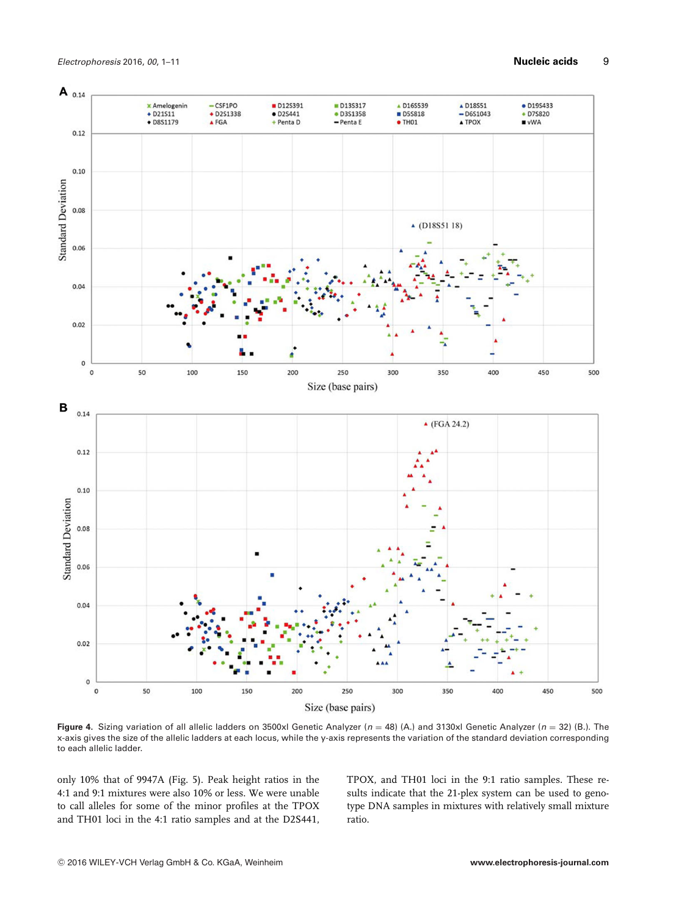**Figure 4.** Sizing variation of all allelic ladders on 3500xl Genetic Analyzer ($n = 48$) (A.) and 3130xl Genetic Analyzer ($n = 32$) (B.). The x-axis gives the size of the allelic ladders at each locus, while the y-axis represents the variation of the standard deviation corresponding to each allelic ladder.

only 10% that of 9947A (Fig. 5). Peak height ratios in the 4:1 and 9:1 mixtures were also 10% or less. We were unable to call alleles for some of the minor profiles at the TPOX and TH01 loci in the 4:1 ratio samples and at the D2S441, TPOX, and TH01 loci in the 9:1 ratio samples. These results indicate that the 21-plex system can be used to genotype DNA samples in mixtures with relatively small mixture ratio.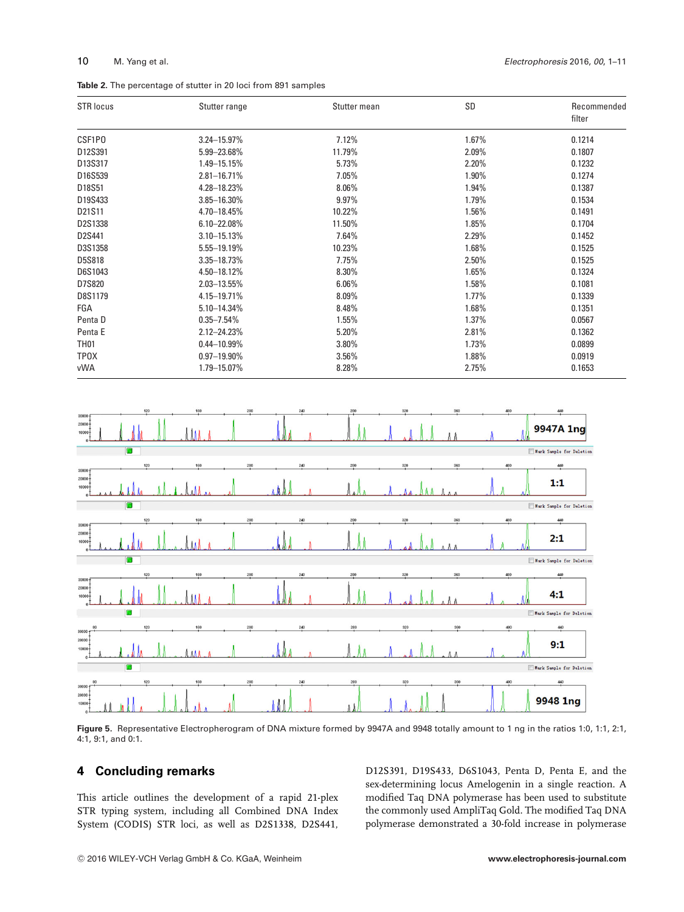**Table 2.** The percentage of stutter in 20 loci from 891 samples

| STR locus | Stutter range | Stutter mean | SD | Recommended filter |
|---|---|---|---|---|
| CSF1PO | 3.24–15.97% | 7.12% | 1.67% | 0.1214 |
| D12S391 | 5.99–23.68% | 11.79% | 2.09% | 0.1807 |
| D13S317 | 1.49–15.15% | 5.73% | 2.20% | 0.1232 |
| D16S539 | 2.81–16.71% | 7.05% | 1.90% | 0.1274 |
| D18S51 | 4.28–18.23% | 8.06% | 1.94% | 0.1387 |
| D19S433 | 3.85–16.30% | 9.97% | 1.79% | 0.1534 |
| D21S11 | 4.70–18.45% | 10.22% | 1.56% | 0.1491 |
| D2S1338 | 6.10–22.08% | 11.50% | 1.85% | 0.1704 |
| D2S441 | 3.10–15.13% | 7.64% | 2.29% | 0.1452 |
| D3S1358 | 5.55–19.19% | 10.23% | 1.68% | 0.1525 |
| D5S818 | 3.35–18.73% | 7.75% | 2.50% | 0.1525 |
| D6S1043 | 4.50–18.12% | 8.30% | 1.65% | 0.1324 |
| D7S820 | 2.03–13.55% | 6.06% | 1.58% | 0.1081 |
| D8S1179 | 4.15–19.71% | 8.09% | 1.77% | 0.1339 |
| FGA | 5.10–14.34% | 8.48% | 1.68% | 0.1351 |
| Penta D | 0.35–7.54% | 1.55% | 1.37% | 0.0567 |
| Penta E | 2.12–24.23% | 5.20% | 2.81% | 0.1362 |
| TH01 | 0.44–10.99% | 3.80% | 1.73% | 0.0899 |
| TPOX | 0.97–19.90% | 3.56% | 1.88% | 0.0919 |
| vWA | 1.79–15.07% | 8.28% | 2.75% | 0.1653 |

**Figure 5.** Representative Electropherogram of DNA mixture formed by 9947A and 9948 totally amount to 1 ng in the ratios 1:0, 1:1, 2:1, 4:1, 9:1, and 0:1.

## 4 Concluding remarks

This article outlines the development of a rapid 21-plex STR typing system, including all Combined DNA Index System (CODIS) STR loci, as well as D2S1338, D2S441, D12S391, D19S433, D6S1043, Penta D, Penta E, and the sex-determining locus Amelogenin in a single reaction. A modified Taq DNA polymerase has been used to substitute the commonly used AmpliTaq Gold. The modified Taq DNA polymerase demonstrated a 30-fold increase in polymerase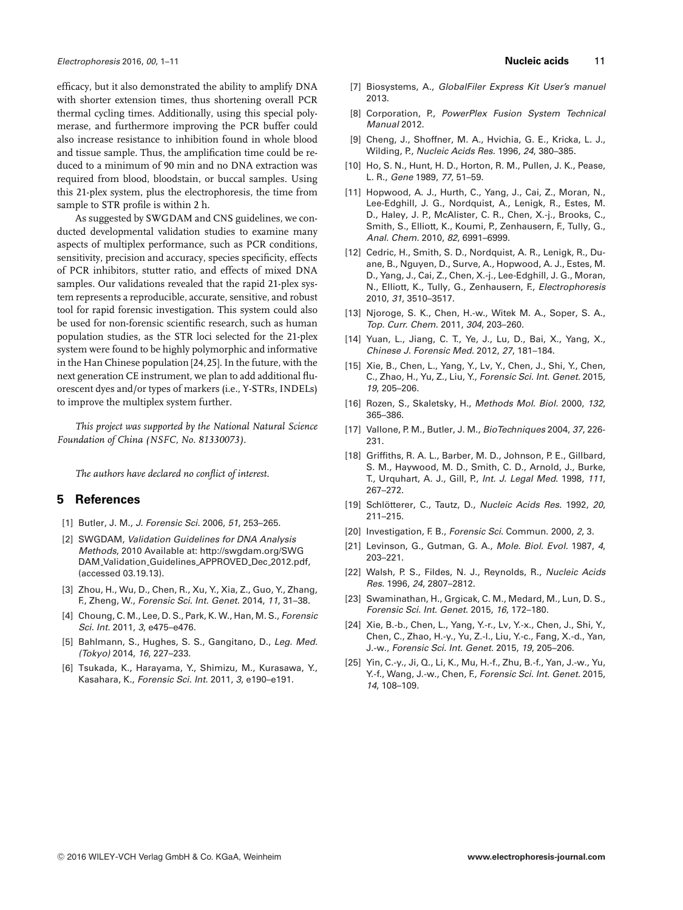efficacy, but it also demonstrated the ability to amplify DNA with shorter extension times, thus shortening overall PCR thermal cycling times. Additionally, using this special polymerase, and furthermore improving the PCR buffer could also increase resistance to inhibition found in whole blood and tissue sample. Thus, the amplification time could be reduced to a minimum of 90 min and no DNA extraction was required from blood, bloodstain, or buccal samples. Using this 21-plex system, plus the electrophoresis, the time from sample to STR profile is within 2 h.

As suggested by SWGDAM and CNS guidelines, we conducted developmental validation studies to examine many aspects of multiplex performance, such as PCR conditions, sensitivity, precision and accuracy, species specificity, effects of PCR inhibitors, stutter ratio, and effects of mixed DNA samples. Our validations revealed that the rapid 21-plex system represents a reproducible, accurate, sensitive, and robust tool for rapid forensic investigation. This system could also be used for non-forensic scientific research, such as human population studies, as the STR loci selected for the 21-plex system were found to be highly polymorphic and informative in the Han Chinese population [24,25]. In the future, with the next generation CE instrument, we plan to add additional fluorescent dyes and/or types of markers (i.e., Y-STRs, INDELs) to improve the multiplex system further.

*This project was supported by the National Natural Science Foundation of China (NSFC, No. 81330073).*

*The authors have declared no conflict of interest.*

## 5 References

[1] Butler, J. M., *J. Forensic Sci.* 2006, *51*, 253–265.

[2] SWGDAM, *Validation Guidelines for DNA Analysis Methods*, 2010 Available at: http://swgdam.org/SWGDAM_Validation_Guidelines_APPROVED_Dec_2012.pdf, (accessed 03.19.13).

[3] Zhou, H., Wu, D., Chen, R., Xu, Y., Xia, Z., Guo, Y., Zhang, F., Zheng, W., *Forensic Sci. Int. Genet.* 2014, *11*, 31–38.

[4] Choung, C. M., Lee, D. S., Park, K. W., Han, M. S., *Forensic Sci. Int.* 2011, *3*, e475–e476.

[5] Bahlmann, S., Hughes, S. S., Gangitano, D., *Leg. Med. (Tokyo)* 2014, *16*, 227–233.

[6] Tsukada, K., Harayama, Y., Shimizu, M., Kurasawa, Y., Kasahara, K., *Forensic Sci. Int.* 2011, *3*, e190–e191.

[7] Biosystems, A., *GlobalFiler Express Kit User's manuel* 2013.

[8] Corporation, P., *PowerPlex Fusion System Technical Manual* 2012.

[9] Cheng, J., Shoffner, M. A., Hvichia, G. E., Kricka, L. J., Wilding, P., *Nucleic Acids Res.* 1996, *24*, 380–385.

[10] Ho, S. N., Hunt, H. D., Horton, R. M., Pullen, J. K., Pease, L. R., *Gene* 1989, *77*, 51–59.

[11] Hopwood, A. J., Hurth, C., Yang, J., Cai, Z., Moran, N., Lee-Edghill, J. G., Nordquist, A., Lenigk, R., Estes, M. D., Haley, J. P., McAlister, C. R., Chen, X.-j., Brooks, C., Smith, S., Elliott, K., Koumi, P., Zenhausern, F., Tully, G., *Anal. Chem.* 2010, *82*, 6991–6999.

[12] Cedric, H., Smith, S. D., Nordquist, A. R., Lenigk, R., Duane, B., Nguyen, D., Surve, A., Hopwood, A. J., Estes, M. D., Yang, J., Cai, Z., Chen, X.-j., Lee-Edghill, J. G., Moran, N., Elliott, K., Tully, G., Zenhausern, F., *Electrophoresis* 2010, *31*, 3510–3517.

[13] Njoroge, S. K., Chen, H.-w., Witek M. A., Soper, S. A., *Top. Curr. Chem.* 2011, *304*, 203–260.

[14] Yuan, L., Jiang, C. T., Ye, J., Lu, D., Bai, X., Yang, X., *Chinese J. Forensic Med.* 2012, *27*, 181–184.

[15] Xie, B., Chen, L., Yang, Y., Lv, Y., Chen, J., Shi, Y., Chen, C., Zhao, H., Yu, Z., Liu, Y., *Forensic Sci. Int. Genet.* 2015, *19*, 205–206.

[16] Rozen, S., Skaletsky, H., *Methods Mol. Biol.* 2000, *132*, 365–386.

[17] Vallone, P. M., Butler, J. M., *BioTechniques* 2004, *37*, 226-231.

[18] Griffiths, R. A. L., Barber, M. D., Johnson, P. E., Gillbard, S. M., Haywood, M. D., Smith, C. D., Arnold, J., Burke, T., Urquhart, A. J., Gill, P., *Int. J. Legal Med.* 1998, *111*, 267–272.

[19] Schlötterer, C., Tautz, D., *Nucleic Acids Res.* 1992, *20*, 211–215.

[20] Investigation, F. B., *Forensic Sci.* Commun. 2000, *2*, 3.

[21] Levinson, G., Gutman, G. A., *Mole. Biol. Evol.* 1987, *4*, 203–221.

[22] Walsh, P. S., Fildes, N. J., Reynolds, R., *Nucleic Acids Res.* 1996, *24*, 2807–2812.

[23] Swaminathan, H., Grgicak, C. M., Medard, M., Lun, D. S., *Forensic Sci. Int. Genet.* 2015, *16*, 172–180.

[24] Xie, B.-b., Chen, L., Yang, Y.-r., Lv, Y.-x., Chen, J., Shi, Y., Chen, C., Zhao, H.-y., Yu, Z.-l., Liu, Y.-c., Fang, X.-d., Yan, J.-w., *Forensic Sci. Int. Genet.* 2015, *19*, 205–206.

[25] Yin, C.-y., Ji, Q., Li, K., Mu, H.-f., Zhu, B.-f., Yan, J.-w., Yu, Y.-f., Wang, J.-w., Chen, F., *Forensic Sci. Int. Genet.* 2015, *14*, 108–109.